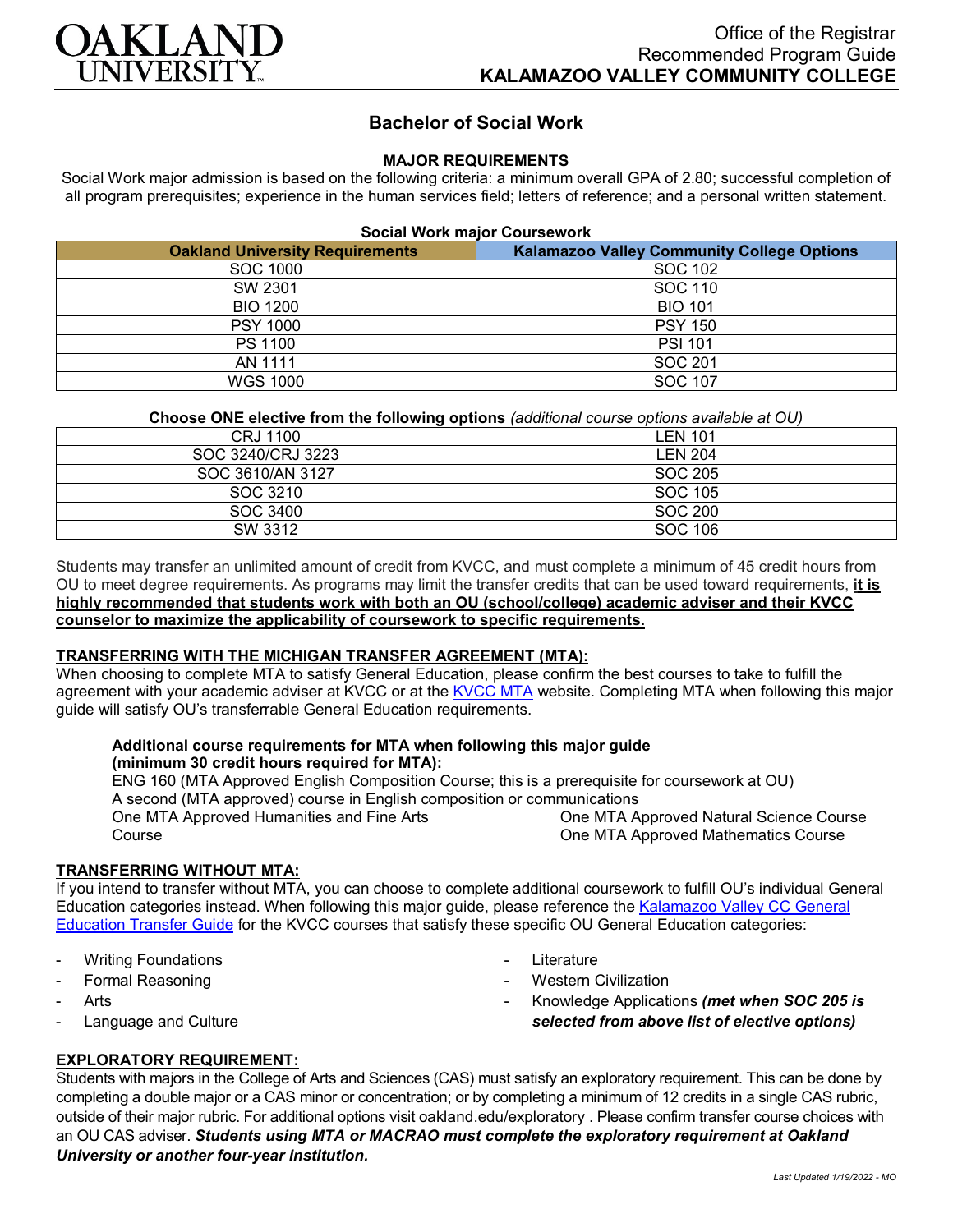Office of the Registrar
Recommended Program Guide
**KALAMAZOO VALLEY COMMUNITY COLLEGE**

# Bachelor of Social Work

## MAJOR REQUIREMENTS

Social Work major admission is based on the following criteria: a minimum overall GPA of 2.80; successful completion of all program prerequisites; experience in the human services field; letters of reference; and a personal written statement.

**Social Work major Coursework**

| Oakland University Requirements | Kalamazoo Valley Community College Options |
|---|---|
| SOC 1000 | SOC 102 |
| SW 2301 | SOC 110 |
| BIO 1200 | BIO 101 |
| PSY 1000 | PSY 150 |
| PS 1100 | PSI 101 |
| AN 1111 | SOC 201 |
| WGS 1000 | SOC 107 |

**Choose ONE elective from the following options** *(additional course options available at OU)*

| | |
|---|---|
| CRJ 1100 | LEN 101 |
| SOC 3240/CRJ 3223 | LEN 204 |
| SOC 3610/AN 3127 | SOC 205 |
| SOC 3210 | SOC 105 |
| SOC 3400 | SOC 200 |
| SW 3312 | SOC 106 |

Students may transfer an unlimited amount of credit from KVCC, and must complete a minimum of 45 credit hours from OU to meet degree requirements. As programs may limit the transfer credits that can be used toward requirements, **it is highly recommended that students work with both an OU (school/college) academic adviser and their KVCC counselor to maximize the applicability of coursework to specific requirements.**

### TRANSFERRING WITH THE MICHIGAN TRANSFER AGREEMENT (MTA):

When choosing to complete MTA to satisfy General Education, please confirm the best courses to take to fulfill the agreement with your academic adviser at KVCC or at the KVCC MTA website. Completing MTA when following this major guide will satisfy OU's transferrable General Education requirements.

**Additional course requirements for MTA when following this major guide (minimum 30 credit hours required for MTA):**

ENG 160 (MTA Approved English Composition Course; this is a prerequisite for coursework at OU)
A second (MTA approved) course in English composition or communications
One MTA Approved Humanities and Fine Arts Course
One MTA Approved Natural Science Course
One MTA Approved Mathematics Course

### TRANSFERRING WITHOUT MTA:

If you intend to transfer without MTA, you can choose to complete additional coursework to fulfill OU's individual General Education categories instead. When following this major guide, please reference the Kalamazoo Valley CC General Education Transfer Guide for the KVCC courses that satisfy these specific OU General Education categories:

- Writing Foundations
- Formal Reasoning
- Arts
- Language and Culture
- Literature
- Western Civilization
- Knowledge Applications ***(met when SOC 205 is selected from above list of elective options)***

### EXPLORATORY REQUIREMENT:

Students with majors in the College of Arts and Sciences (CAS) must satisfy an exploratory requirement. This can be done by completing a double major or a CAS minor or concentration; or by completing a minimum of 12 credits in a single CAS rubric, outside of their major rubric. For additional options visit oakland.edu/exploratory . Please confirm transfer course choices with an OU CAS adviser. ***Students using MTA or MACRAO must complete the exploratory requirement at Oakland University or another four-year institution.***

*Last Updated 1/19/2022 - MO*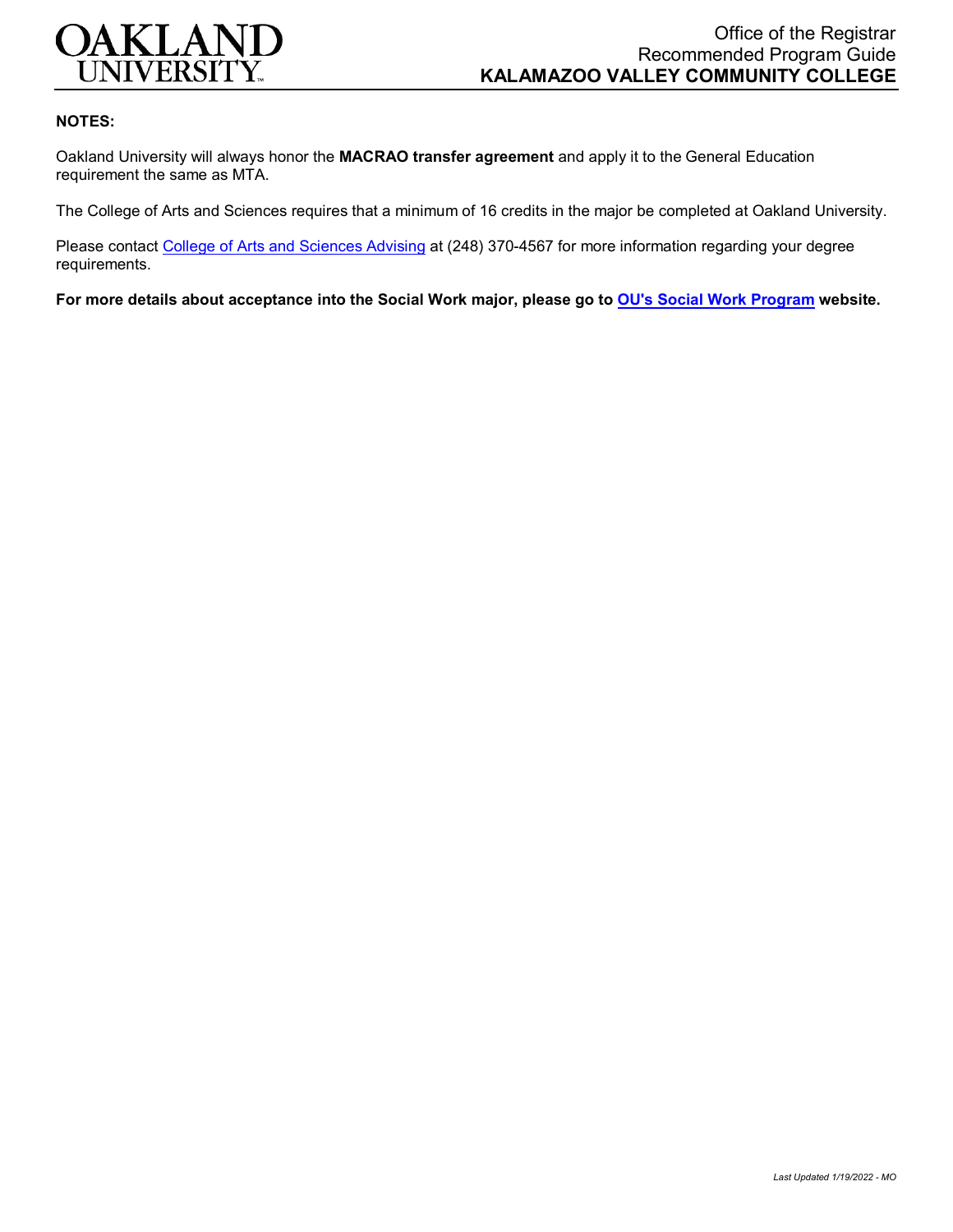**NOTES:**

Oakland University will always honor the **MACRAO transfer agreement** and apply it to the General Education requirement the same as MTA.

The College of Arts and Sciences requires that a minimum of 16 credits in the major be completed at Oakland University.

Please contact College of Arts and Sciences Advising at (248) 370-4567 for more information regarding your degree requirements.

**For more details about acceptance into the Social Work major, please go to OU's Social Work Program website.**

*Last Updated 1/19/2022 - MO*